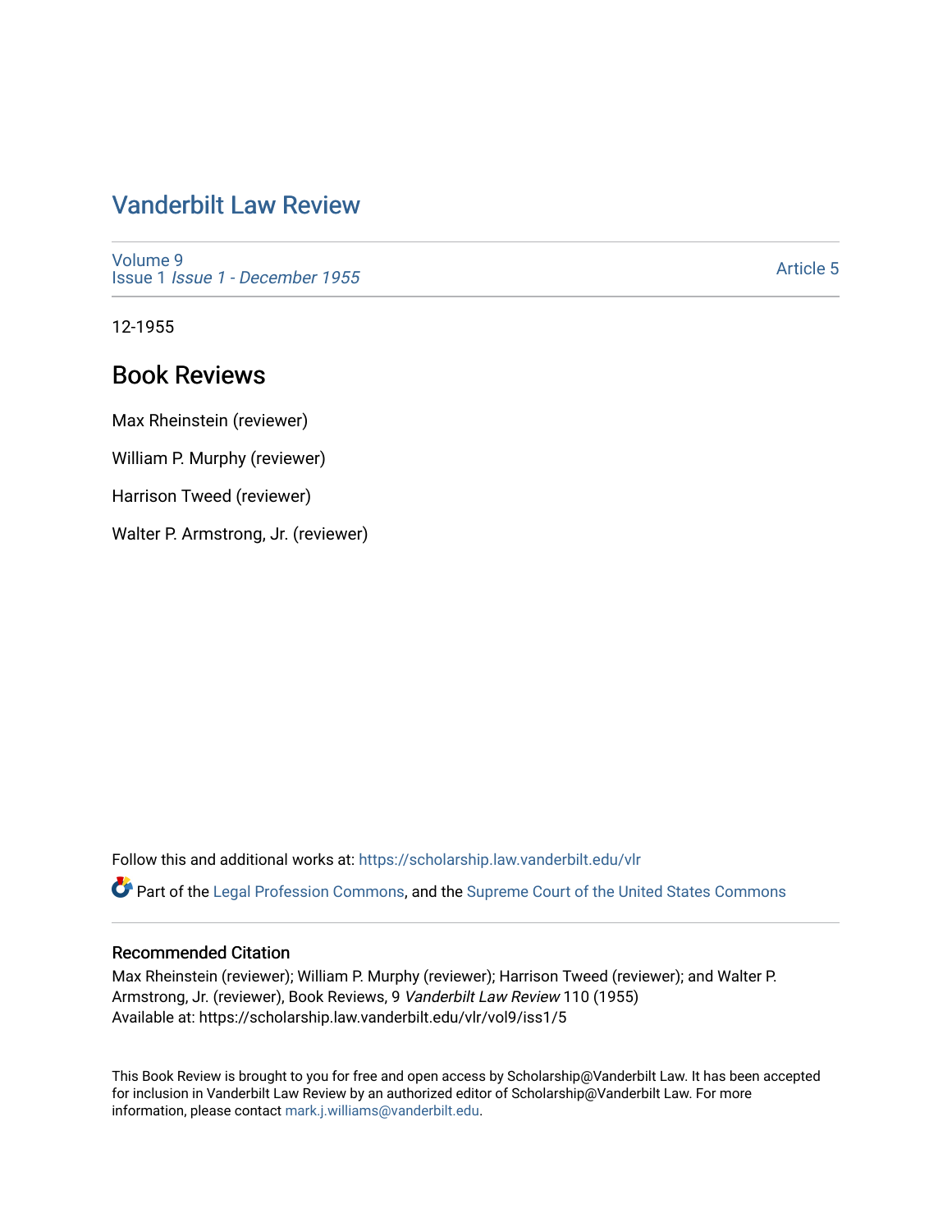# Vanderbilt Law Review

Volume 9
Issue 1 *Issue 1 - December 1955*

Article 5

12-1955

## Book Reviews

Max Rheinstein (reviewer)

William P. Murphy (reviewer)

Harrison Tweed (reviewer)

Walter P. Armstrong, Jr. (reviewer)

Follow this and additional works at: https://scholarship.law.vanderbilt.edu/vlr

Part of the Legal Profession Commons, and the Supreme Court of the United States Commons

### Recommended Citation

Max Rheinstein (reviewer); William P. Murphy (reviewer); Harrison Tweed (reviewer); and Walter P. Armstrong, Jr. (reviewer), Book Reviews, 9 *Vanderbilt Law Review* 110 (1955)
Available at: https://scholarship.law.vanderbilt.edu/vlr/vol9/iss1/5

This Book Review is brought to you for free and open access by Scholarship@Vanderbilt Law. It has been accepted for inclusion in Vanderbilt Law Review by an authorized editor of Scholarship@Vanderbilt Law. For more information, please contact mark.j.williams@vanderbilt.edu.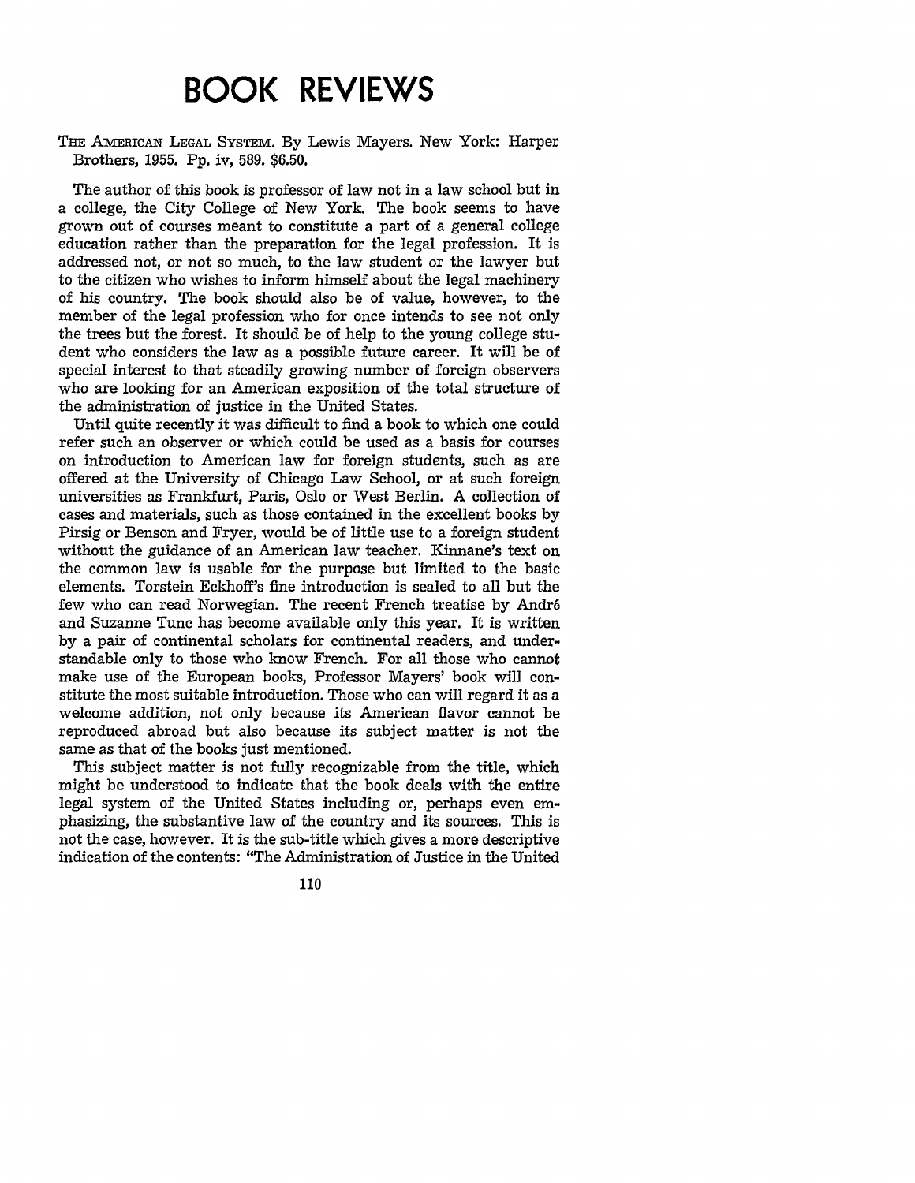# BOOK REVIEWS

THE AMERICAN LEGAL SYSTEM. By Lewis Mayers. New York: Harper Brothers, 1955. Pp. iv, 589. $6.50.

The author of this book is professor of law not in a law school but in a college, the City College of New York. The book seems to have grown out of courses meant to constitute a part of a general college education rather than the preparation for the legal profession. It is addressed not, or not so much, to the law student or the lawyer but to the citizen who wishes to inform himself about the legal machinery of his country. The book should also be of value, however, to the member of the legal profession who for once intends to see not only the trees but the forest. It should be of help to the young college student who considers the law as a possible future career. It will be of special interest to that steadily growing number of foreign observers who are looking for an American exposition of the total structure of the administration of justice in the United States.

Until quite recently it was difficult to find a book to which one could refer such an observer or which could be used as a basis for courses on introduction to American law for foreign students, such as are offered at the University of Chicago Law School, or at such foreign universities as Frankfurt, Paris, Oslo or West Berlin. A collection of cases and materials, such as those contained in the excellent books by Pirsig or Benson and Fryer, would be of little use to a foreign student without the guidance of an American law teacher. Kinnane's text on the common law is usable for the purpose but limited to the basic elements. Torstein Eckhoff's fine introduction is sealed to all but the few who can read Norwegian. The recent French treatise by André and Suzanne Tunc has become available only this year. It is written by a pair of continental scholars for continental readers, and understandable only to those who know French. For all those who cannot make use of the European books, Professor Mayers' book will constitute the most suitable introduction. Those who can will regard it as a welcome addition, not only because its American flavor cannot be reproduced abroad but also because its subject matter is not the same as that of the books just mentioned.

This subject matter is not fully recognizable from the title, which might be understood to indicate that the book deals with the entire legal system of the United States including or, perhaps even emphasizing, the substantive law of the country and its sources. This is not the case, however. It is the sub-title which gives a more descriptive indication of the contents: "The Administration of Justice in the United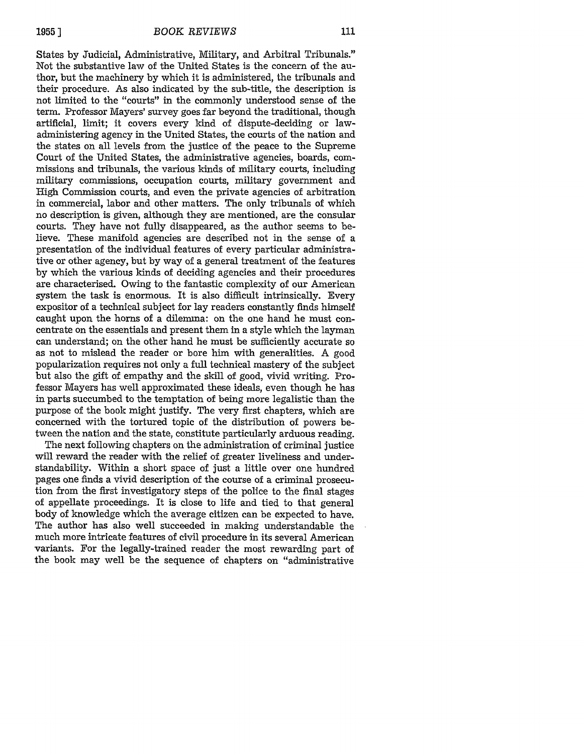States by Judicial, Administrative, Military, and Arbitral Tribunals." Not the substantive law of the United States is the concern of the author, but the machinery by which it is administered, the tribunals and their procedure. As also indicated by the sub-title, the description is not limited to the "courts" in the commonly understood sense of the term. Professor Mayers' survey goes far beyond the traditional, though artificial, limit; it covers every kind of dispute-deciding or law-administering agency in the United States, the courts of the nation and the states on all levels from the justice of the peace to the Supreme Court of the United States, the administrative agencies, boards, commissions and tribunals, the various kinds of military courts, including military commissions, occupation courts, military government and High Commission courts, and even the private agencies of arbitration in commercial, labor and other matters. The only tribunals of which no description is given, although they are mentioned, are the consular courts. They have not fully disappeared, as the author seems to believe. These manifold agencies are described not in the sense of a presentation of the individual features of every particular administrative or other agency, but by way of a general treatment of the features by which the various kinds of deciding agencies and their procedures are characterised. Owing to the fantastic complexity of our American system the task is enormous. It is also difficult intrinsically. Every expositor of a technical subject for lay readers constantly finds himself caught upon the horns of a dilemma: on the one hand he must concentrate on the essentials and present them in a style which the layman can understand; on the other hand he must be sufficiently accurate so as not to mislead the reader or bore him with generalities. A good popularization requires not only a full technical mastery of the subject but also the gift of empathy and the skill of good, vivid writing. Professor Mayers has well approximated these ideals, even though he has in parts succumbed to the temptation of being more legalistic than the purpose of the book might justify. The very first chapters, which are concerned with the tortured topic of the distribution of powers between the nation and the state, constitute particularly arduous reading.

The next following chapters on the administration of criminal justice will reward the reader with the relief of greater liveliness and understandability. Within a short space of just a little over one hundred pages one finds a vivid description of the course of a criminal prosecution from the first investigatory steps of the police to the final stages of appellate proceedings. It is close to life and tied to that general body of knowledge which the average citizen can be expected to have. The author has also well succeeded in making understandable the much more intricate features of civil procedure in its several American variants. For the legally-trained reader the most rewarding part of the book may well be the sequence of chapters on "administrative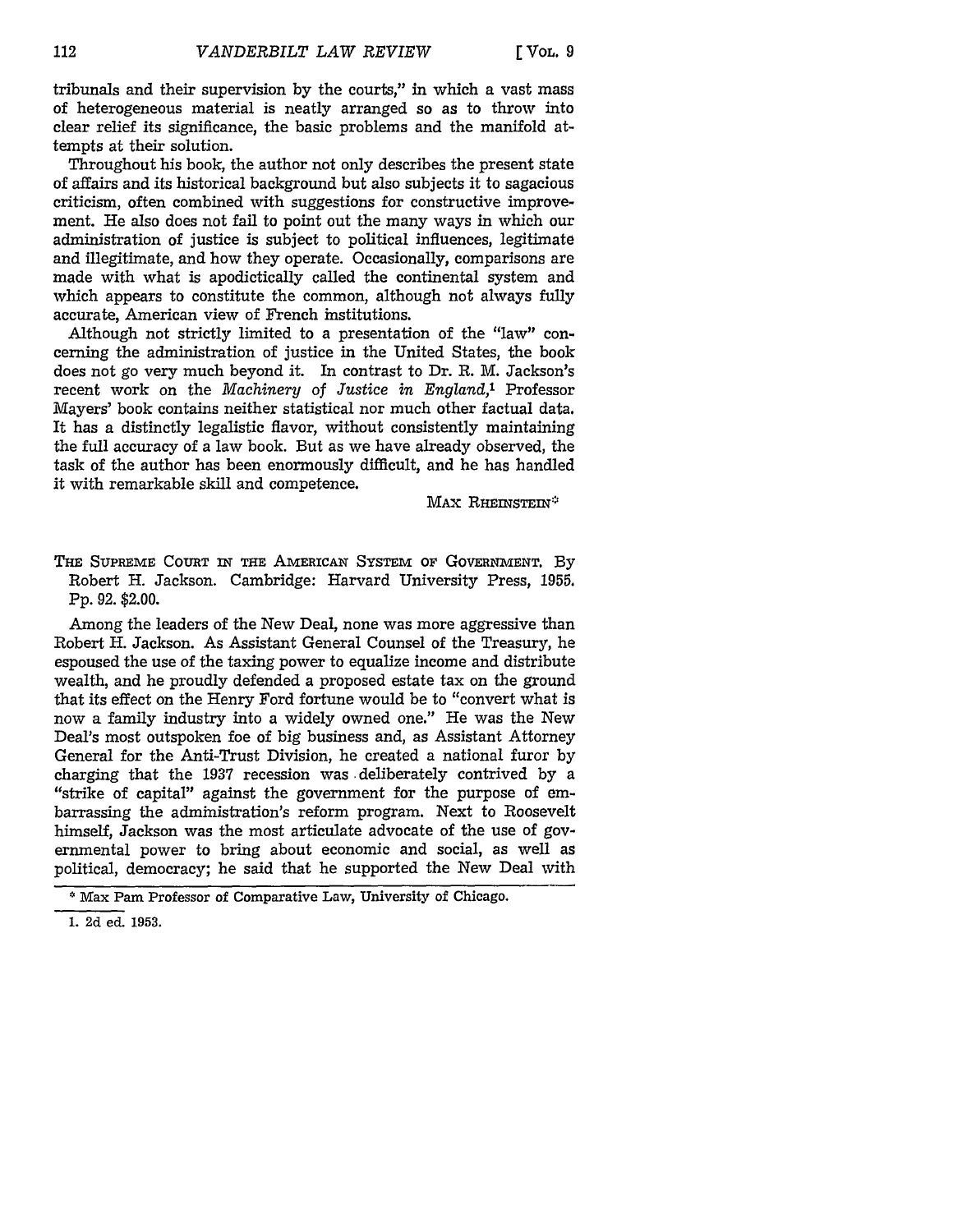tribunals and their supervision by the courts," in which a vast mass of heterogeneous material is neatly arranged so as to throw into clear relief its significance, the basic problems and the manifold attempts at their solution.

Throughout his book, the author not only describes the present state of affairs and its historical background but also subjects it to sagacious criticism, often combined with suggestions for constructive improvement. He also does not fail to point out the many ways in which our administration of justice is subject to political influences, legitimate and illegitimate, and how they operate. Occasionally, comparisons are made with what is apodictically called the continental system and which appears to constitute the common, although not always fully accurate, American view of French institutions.

Although not strictly limited to a presentation of the "law" concerning the administration of justice in the United States, the book does not go very much beyond it. In contrast to Dr. R. M. Jackson's recent work on the *Machinery of Justice in England*,[1] Professor Mayers' book contains neither statistical nor much other factual data. It has a distinctly legalistic flavor, without consistently maintaining the full accuracy of a law book. But as we have already observed, the task of the author has been enormously difficult, and he has handled it with remarkable skill and competence.

MAX RHEINSTEIN*

THE SUPREME COURT IN THE AMERICAN SYSTEM OF GOVERNMENT. By Robert H. Jackson. Cambridge: Harvard University Press, 1955. Pp. 92. $2.00.

Among the leaders of the New Deal, none was more aggressive than Robert H. Jackson. As Assistant General Counsel of the Treasury, he espoused the use of the taxing power to equalize income and distribute wealth, and he proudly defended a proposed estate tax on the ground that its effect on the Henry Ford fortune would be to "convert what is now a family industry into a widely owned one." He was the New Deal's most outspoken foe of big business and, as Assistant Attorney General for the Anti-Trust Division, he created a national furor by charging that the 1937 recession was deliberately contrived by a "strike of capital" against the government for the purpose of embarrassing the administration's reform program. Next to Roosevelt himself, Jackson was the most articulate advocate of the use of governmental power to bring about economic and social, as well as political, democracy; he said that he supported the New Deal with

\* Max Pam Professor of Comparative Law, University of Chicago.

1. 2d ed. 1953.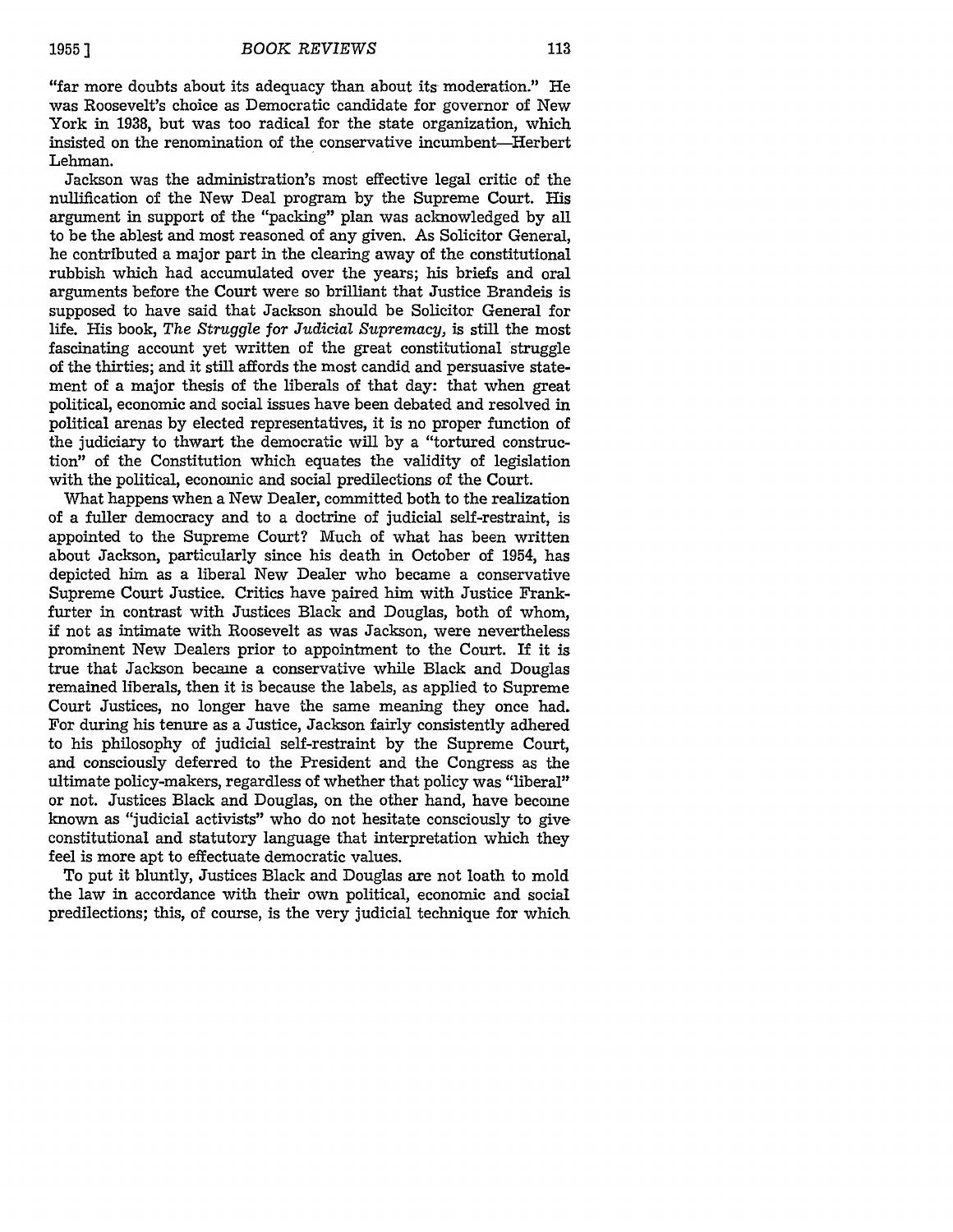"far more doubts about its adequacy than about its moderation." He was Roosevelt's choice as Democratic candidate for governor of New York in 1938, but was too radical for the state organization, which insisted on the renomination of the conservative incumbent—Herbert Lehman.

Jackson was the administration's most effective legal critic of the nullification of the New Deal program by the Supreme Court. His argument in support of the "packing" plan was acknowledged by all to be the ablest and most reasoned of any given. As Solicitor General, he contributed a major part in the clearing away of the constitutional rubbish which had accumulated over the years; his briefs and oral arguments before the Court were so brilliant that Justice Brandeis is supposed to have said that Jackson should be Solicitor General for life. His book, *The Struggle for Judicial Supremacy,* is still the most fascinating account yet written of the great constitutional struggle of the thirties; and it still affords the most candid and persuasive statement of a major thesis of the liberals of that day: that when great political, economic and social issues have been debated and resolved in political arenas by elected representatives, it is no proper function of the judiciary to thwart the democratic will by a "tortured construction" of the Constitution which equates the validity of legislation with the political, economic and social predilections of the Court.

What happens when a New Dealer, committed both to the realization of a fuller democracy and to a doctrine of judicial self-restraint, is appointed to the Supreme Court? Much of what has been written about Jackson, particularly since his death in October of 1954, has depicted him as a liberal New Dealer who became a conservative Supreme Court Justice. Critics have paired him with Justice Frankfurter in contrast with Justices Black and Douglas, both of whom, if not as intimate with Roosevelt as was Jackson, were nevertheless prominent New Dealers prior to appointment to the Court. If it is true that Jackson became a conservative while Black and Douglas remained liberals, then it is because the labels, as applied to Supreme Court Justices, no longer have the same meaning they once had. For during his tenure as a Justice, Jackson fairly consistently adhered to his philosophy of judicial self-restraint by the Supreme Court, and consciously deferred to the President and the Congress as the ultimate policy-makers, regardless of whether that policy was "liberal" or not. Justices Black and Douglas, on the other hand, have become known as "judicial activists" who do not hesitate consciously to give constitutional and statutory language that interpretation which they feel is more apt to effectuate democratic values.

To put it bluntly, Justices Black and Douglas are not loath to mold the law in accordance with their own political, economic and social predilections; this, of course, is the very judicial technique for which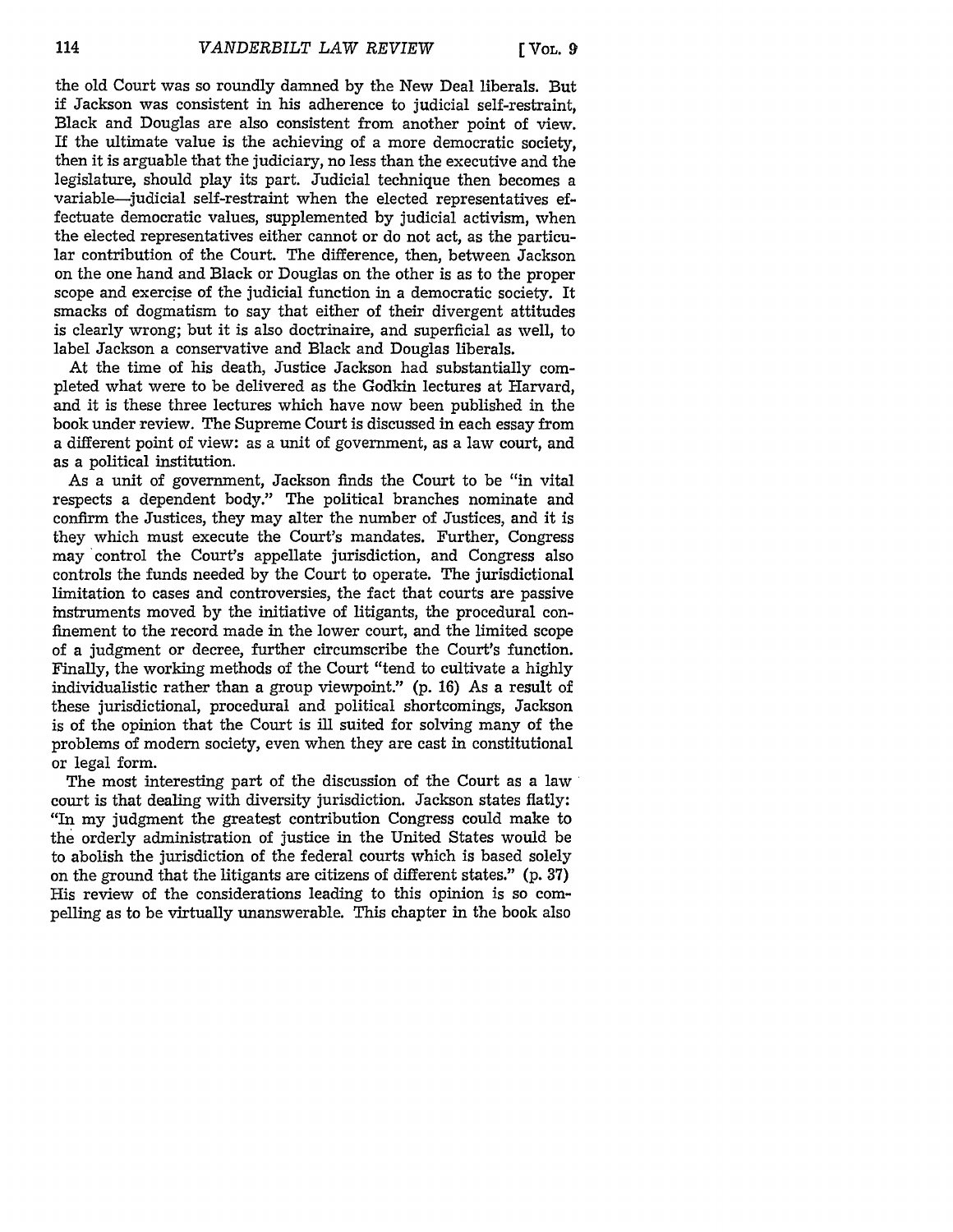the old Court was so roundly damned by the New Deal liberals. But if Jackson was consistent in his adherence to judicial self-restraint, Black and Douglas are also consistent from another point of view. If the ultimate value is the achieving of a more democratic society, then it is arguable that the judiciary, no less than the executive and the legislature, should play its part. Judicial technique then becomes a variable—judicial self-restraint when the elected representatives effectuate democratic values, supplemented by judicial activism, when the elected representatives either cannot or do not act, as the particular contribution of the Court. The difference, then, between Jackson on the one hand and Black or Douglas on the other is as to the proper scope and exercise of the judicial function in a democratic society. It smacks of dogmatism to say that either of their divergent attitudes is clearly wrong; but it is also doctrinaire, and superficial as well, to label Jackson a conservative and Black and Douglas liberals.

At the time of his death, Justice Jackson had substantially completed what were to be delivered as the Godkin lectures at Harvard, and it is these three lectures which have now been published in the book under review. The Supreme Court is discussed in each essay from a different point of view: as a unit of government, as a law court, and as a political institution.

As a unit of government, Jackson finds the Court to be "in vital respects a dependent body." The political branches nominate and confirm the Justices, they may alter the number of Justices, and it is they which must execute the Court's mandates. Further, Congress may control the Court's appellate jurisdiction, and Congress also controls the funds needed by the Court to operate. The jurisdictional limitation to cases and controversies, the fact that courts are passive instruments moved by the initiative of litigants, the procedural confinement to the record made in the lower court, and the limited scope of a judgment or decree, further circumscribe the Court's function. Finally, the working methods of the Court "tend to cultivate a highly individualistic rather than a group viewpoint." (p. 16) As a result of these jurisdictional, procedural and political shortcomings, Jackson is of the opinion that the Court is ill suited for solving many of the problems of modern society, even when they are cast in constitutional or legal form.

The most interesting part of the discussion of the Court as a law court is that dealing with diversity jurisdiction. Jackson states flatly: "In my judgment the greatest contribution Congress could make to the orderly administration of justice in the United States would be to abolish the jurisdiction of the federal courts which is based solely on the ground that the litigants are citizens of different states." (p. 37) His review of the considerations leading to this opinion is so compelling as to be virtually unanswerable. This chapter in the book also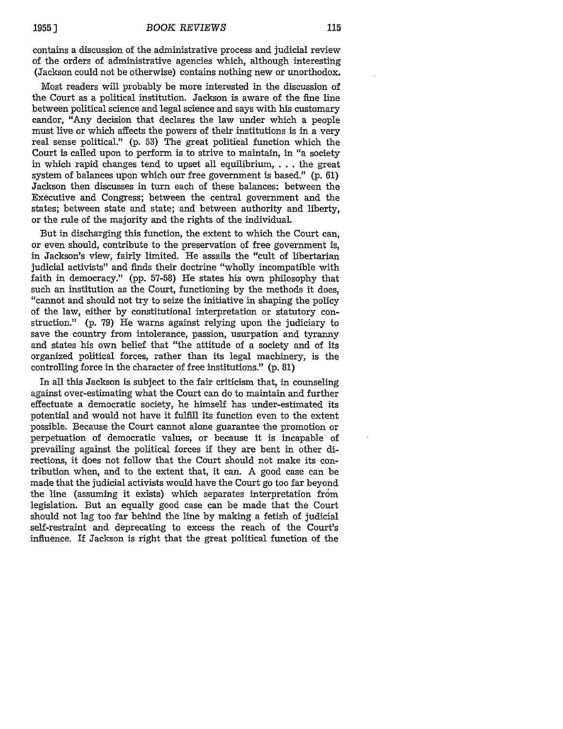contains a discussion of the administrative process and judicial review of the orders of administrative agencies which, although interesting (Jackson could not be otherwise) contains nothing new or unorthodox.

Most readers will probably be more interested in the discussion of the Court as a political institution. Jackson is aware of the fine line between political science and legal science and says with his customary candor, "Any decision that declares the law under which a people must live or which affects the powers of their institutions is in a very real sense political." (p. 53) The great political function which the Court is called upon to perform is to strive to maintain, in "a society in which rapid changes tend to upset all equilibrium, . . . the great system of balances upon which our free government is based." (p. 61) Jackson then discusses in turn each of these balances: between the Executive and Congress; between the central government and the states; between state and state; and between authority and liberty, or the rule of the majority and the rights of the individual.

But in discharging this function, the extent to which the Court can, or even should, contribute to the preservation of free government is, in Jackson's view, fairly limited. He assails the "cult of libertarian judicial activists" and finds their doctrine "wholly incompatible with faith in democracy." (pp. 57-58) He states his own philosophy that such an institution as the Court, functioning by the methods it does, "cannot and should not try to seize the initiative in shaping the policy of the law, either by constitutional interpretation or statutory construction." (p. 79) He warns against relying upon the judiciary to save the country from intolerance, passion, usurpation and tyranny and states his own belief that "the attitude of a society and of its organized political forces, rather than its legal machinery, is the controlling force in the character of free institutions." (p. 81)

In all this Jackson is subject to the fair criticism that, in counseling against over-estimating what the Court can do to maintain and further effectuate a democratic society, he himself has under-estimated its potential and would not have it fulfill its function even to the extent possible. Because the Court cannot alone guarantee the promotion or perpetuation of democratic values, or because it is incapable of prevailing against the political forces if they are bent in other directions, it does not follow that the Court should not make its contribution when, and to the extent that, it can. A good case can be made that the judicial activists would have the Court go too far beyond the line (assuming it exists) which separates interpretation from legislation. But an equally good case can be made that the Court should not lag too far behind the line by making a fetish of judicial self-restraint and deprecating to excess the reach of the Court's influence. If Jackson is right that the great political function of the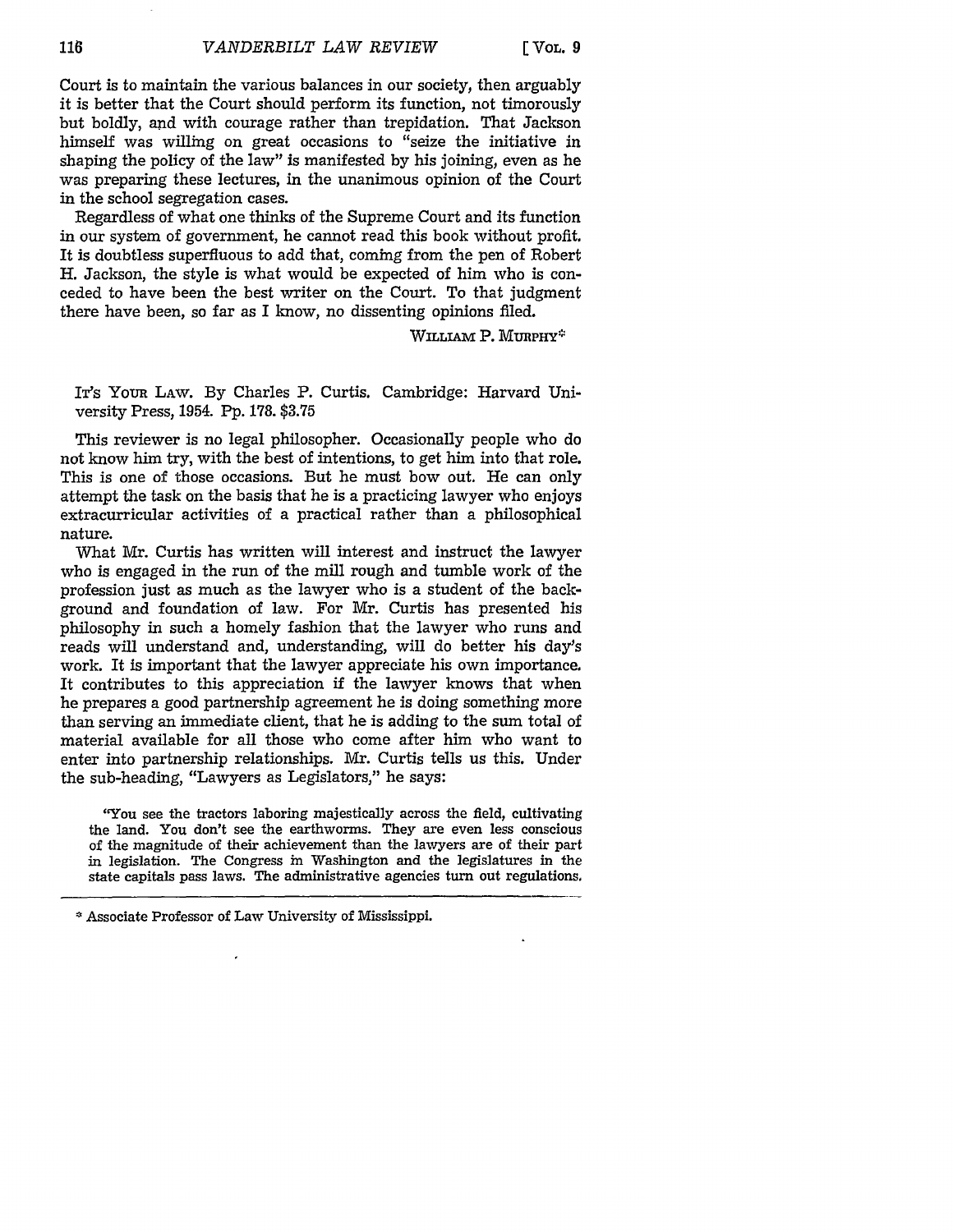Court is to maintain the various balances in our society, then arguably it is better that the Court should perform its function, not timorously but boldly, and with courage rather than trepidation. That Jackson himself was willing on great occasions to "seize the initiative in shaping the policy of the law" is manifested by his joining, even as he was preparing these lectures, in the unanimous opinion of the Court in the school segregation cases.

Regardless of what one thinks of the Supreme Court and its function in our system of government, he cannot read this book without profit. It is doubtless superfluous to add that, coming from the pen of Robert H. Jackson, the style is what would be expected of him who is conceded to have been the best writer on the Court. To that judgment there have been, so far as I know, no dissenting opinions filed.

WILLIAM P. MURPHY*

IT'S YOUR LAW. By Charles P. Curtis. Cambridge: Harvard University Press, 1954. Pp. 178. $3.75

This reviewer is no legal philosopher. Occasionally people who do not know him try, with the best of intentions, to get him into that role. This is one of those occasions. But he must bow out. He can only attempt the task on the basis that he is a practicing lawyer who enjoys extracurricular activities of a practical rather than a philosophical nature.

What Mr. Curtis has written will interest and instruct the lawyer who is engaged in the run of the mill rough and tumble work of the profession just as much as the lawyer who is a student of the background and foundation of law. For Mr. Curtis has presented his philosophy in such a homely fashion that the lawyer who runs and reads will understand and, understanding, will do better his day's work. It is important that the lawyer appreciate his own importance. It contributes to this appreciation if the lawyer knows that when he prepares a good partnership agreement he is doing something more than serving an immediate client, that he is adding to the sum total of material available for all those who come after him who want to enter into partnership relationships. Mr. Curtis tells us this. Under the sub-heading, "Lawyers as Legislators," he says:

> "You see the tractors laboring majestically across the field, cultivating the land. You don't see the earthworms. They are even less conscious of the magnitude of their achievement than the lawyers are of their part in legislation. The Congress in Washington and the legislatures in the state capitals pass laws. The administrative agencies turn out regulations.

* Associate Professor of Law University of Mississippi.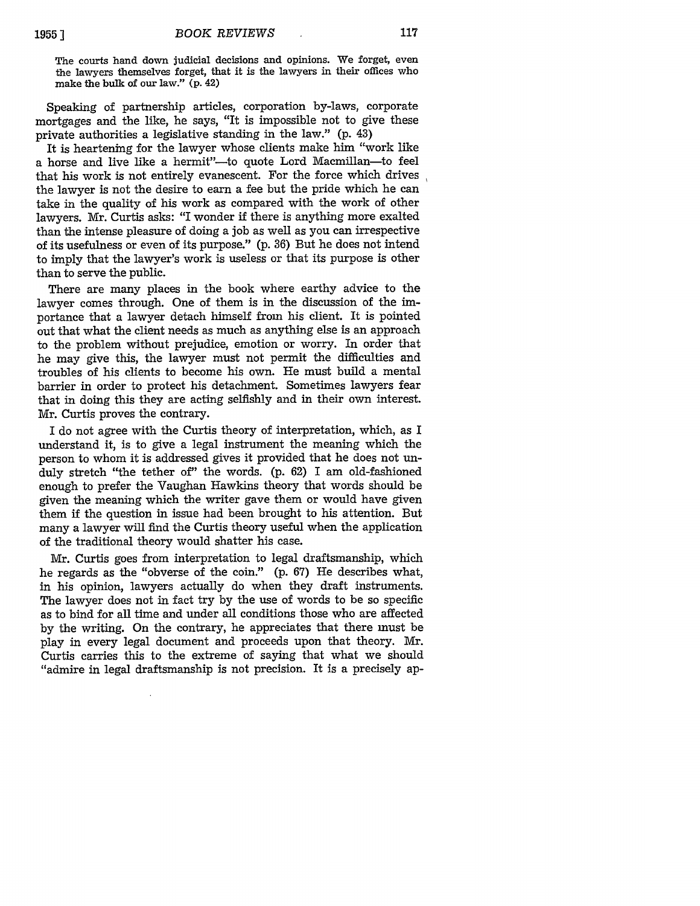The courts hand down judicial decisions and opinions. We forget, even the lawyers themselves forget, that it is the lawyers in their offices who make the bulk of our law." (p. 42)

Speaking of partnership articles, corporation by-laws, corporate mortgages and the like, he says, "It is impossible not to give these private authorities a legislative standing in the law." (p. 43)

It is heartening for the lawyer whose clients make him "work like a horse and live like a hermit"—to quote Lord Macmillan—to feel that his work is not entirely evanescent. For the force which drives the lawyer is not the desire to earn a fee but the pride which he can take in the quality of his work as compared with the work of other lawyers. Mr. Curtis asks: "I wonder if there is anything more exalted than the intense pleasure of doing a job as well as you can irrespective of its usefulness or even of its purpose." (p. 36) But he does not intend to imply that the lawyer's work is useless or that its purpose is other than to serve the public.

There are many places in the book where earthy advice to the lawyer comes through. One of them is in the discussion of the importance that a lawyer detach himself from his client. It is pointed out that what the client needs as much as anything else is an approach to the problem without prejudice, emotion or worry. In order that he may give this, the lawyer must not permit the difficulties and troubles of his clients to become his own. He must build a mental barrier in order to protect his detachment. Sometimes lawyers fear that in doing this they are acting selfishly and in their own interest. Mr. Curtis proves the contrary.

I do not agree with the Curtis theory of interpretation, which, as I understand it, is to give a legal instrument the meaning which the person to whom it is addressed gives it provided that he does not unduly stretch "the tether of" the words. (p. 62) I am old-fashioned enough to prefer the Vaughan Hawkins theory that words should be given the meaning which the writer gave them or would have given them if the question in issue had been brought to his attention. But many a lawyer will find the Curtis theory useful when the application of the traditional theory would shatter his case.

Mr. Curtis goes from interpretation to legal draftsmanship, which he regards as the "obverse of the coin." (p. 67) He describes what, in his opinion, lawyers actually do when they draft instruments. The lawyer does not in fact try by the use of words to be so specific as to bind for all time and under all conditions those who are affected by the writing. On the contrary, he appreciates that there must be play in every legal document and proceeds upon that theory. Mr. Curtis carries this to the extreme of saying that what we should "admire in legal draftsmanship is not precision. It is a precisely ap-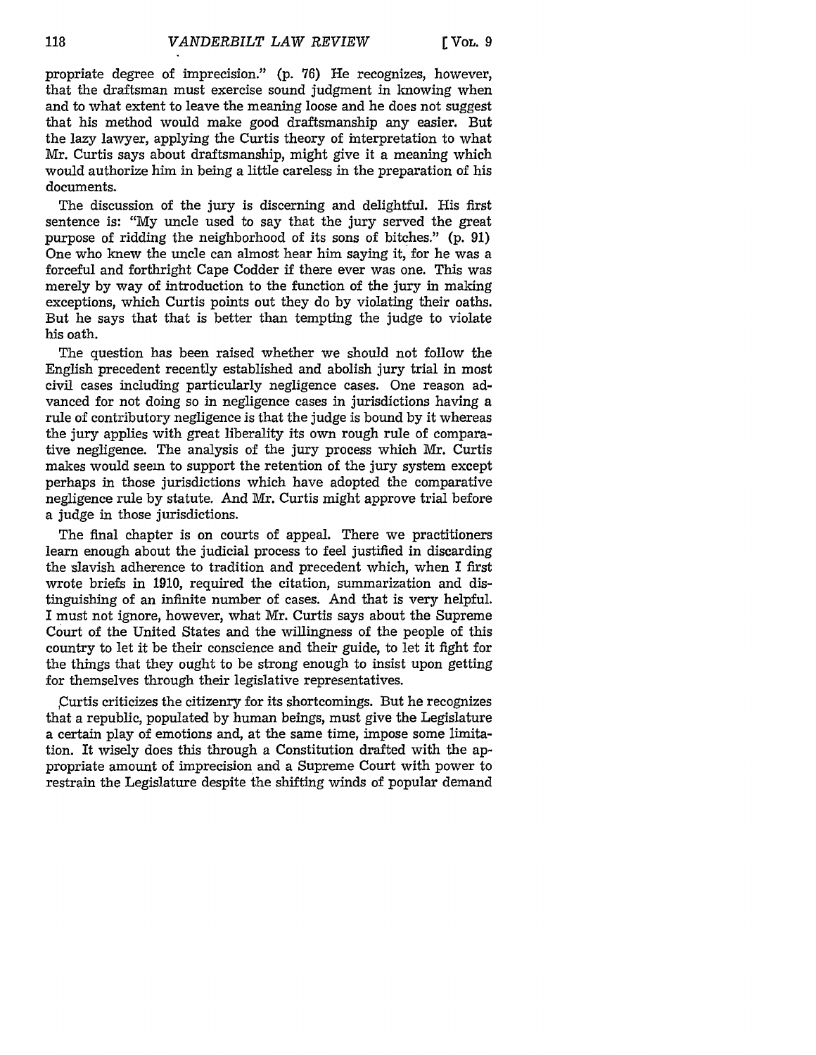propriate degree of imprecision." (p. 76) He recognizes, however, that the draftsman must exercise sound judgment in knowing when and to what extent to leave the meaning loose and he does not suggest that his method would make good draftsmanship any easier. But the lazy lawyer, applying the Curtis theory of interpretation to what Mr. Curtis says about draftsmanship, might give it a meaning which would authorize him in being a little careless in the preparation of his documents.

The discussion of the jury is discerning and delightful. His first sentence is: "My uncle used to say that the jury served the great purpose of ridding the neighborhood of its sons of bitches." (p. 91) One who knew the uncle can almost hear him saying it, for he was a forceful and forthright Cape Codder if there ever was one. This was merely by way of introduction to the function of the jury in making exceptions, which Curtis points out they do by violating their oaths. But he says that that is better than tempting the judge to violate his oath.

The question has been raised whether we should not follow the English precedent recently established and abolish jury trial in most civil cases including particularly negligence cases. One reason advanced for not doing so in negligence cases in jurisdictions having a rule of contributory negligence is that the judge is bound by it whereas the jury applies with great liberality its own rough rule of comparative negligence. The analysis of the jury process which Mr. Curtis makes would seem to support the retention of the jury system except perhaps in those jurisdictions which have adopted the comparative negligence rule by statute. And Mr. Curtis might approve trial before a judge in those jurisdictions.

The final chapter is on courts of appeal. There we practitioners learn enough about the judicial process to feel justified in discarding the slavish adherence to tradition and precedent which, when I first wrote briefs in 1910, required the citation, summarization and distinguishing of an infinite number of cases. And that is very helpful. I must not ignore, however, what Mr. Curtis says about the Supreme Court of the United States and the willingness of the people of this country to let it be their conscience and their guide, to let it fight for the things that they ought to be strong enough to insist upon getting for themselves through their legislative representatives.

Curtis criticizes the citizenry for its shortcomings. But he recognizes that a republic, populated by human beings, must give the Legislature a certain play of emotions and, at the same time, impose some limitation. It wisely does this through a Constitution drafted with the appropriate amount of imprecision and a Supreme Court with power to restrain the Legislature despite the shifting winds of popular demand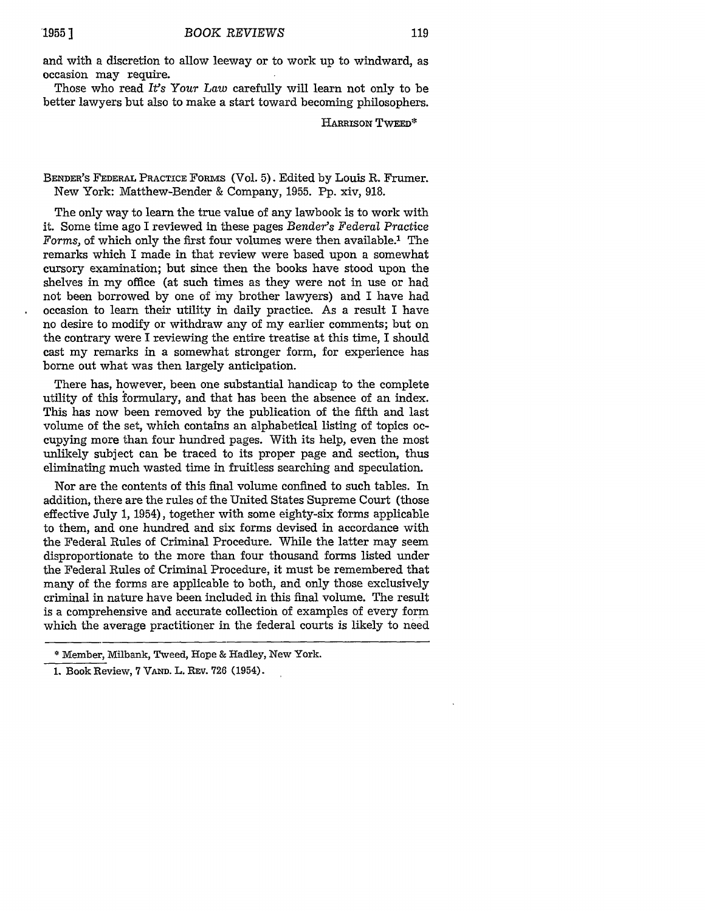and with a discretion to allow leeway or to work up to windward, as occasion may require.

Those who read *It's Your Law* carefully will learn not only to be better lawyers but also to make a start toward becoming philosophers.

HARRISON TWEED*

BENDER'S FEDERAL PRACTICE FORMS (Vol. 5). Edited by Louis R. Frumer. New York: Matthew-Bender & Company, 1955. Pp. xiv, 918.

The only way to learn the true value of any lawbook is to work with it. Some time ago I reviewed in these pages *Bender's Federal Practice Forms*, of which only the first four volumes were then available.[1] The remarks which I made in that review were based upon a somewhat cursory examination; but since then the books have stood upon the shelves in my office (at such times as they were not in use or had not been borrowed by one of my brother lawyers) and I have had occasion to learn their utility in daily practice. As a result I have no desire to modify or withdraw any of my earlier comments; but on the contrary were I reviewing the entire treatise at this time, I should cast my remarks in a somewhat stronger form, for experience has borne out what was then largely anticipation.

There has, however, been one substantial handicap to the complete utility of this formulary, and that has been the absence of an index. This has now been removed by the publication of the fifth and last volume of the set, which contains an alphabetical listing of topics occupying more than four hundred pages. With its help, even the most unlikely subject can be traced to its proper page and section, thus eliminating much wasted time in fruitless searching and speculation.

Nor are the contents of this final volume confined to such tables. In addition, there are the rules of the United States Supreme Court (those effective July 1, 1954), together with some eighty-six forms applicable to them, and one hundred and six forms devised in accordance with the Federal Rules of Criminal Procedure. While the latter may seem disproportionate to the more than four thousand forms listed under the Federal Rules of Criminal Procedure, it must be remembered that many of the forms are applicable to both, and only those exclusively criminal in nature have been included in this final volume. The result is a comprehensive and accurate collection of examples of every form which the average practitioner in the federal courts is likely to need

---

\* Member, Milbank, Tweed, Hope & Hadley, New York.

1. Book Review, 7 VAND. L. REV. 726 (1954).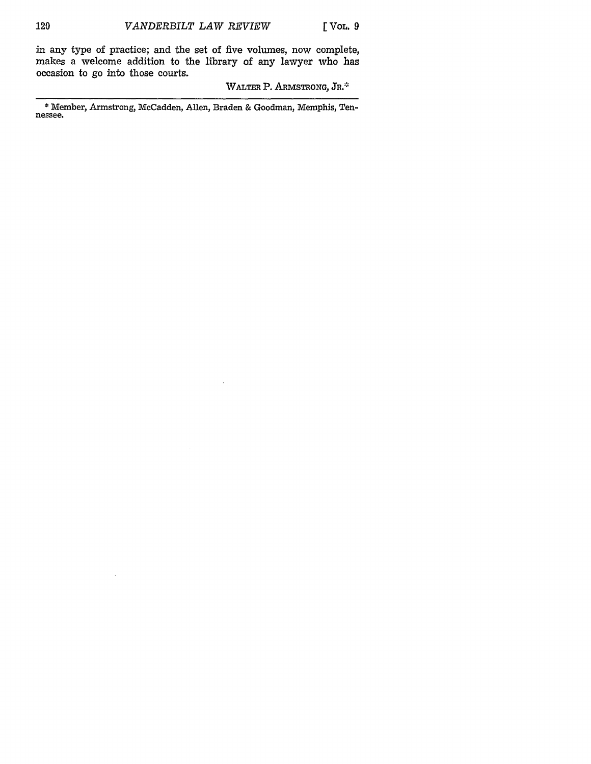in any type of practice; and the set of five volumes, now complete, makes a welcome addition to the library of any lawyer who has occasion to go into those courts.

WALTER P. ARMSTRONG, JR.*

---

* Member, Armstrong, McCadden, Allen, Braden & Goodman, Memphis, Tennessee.